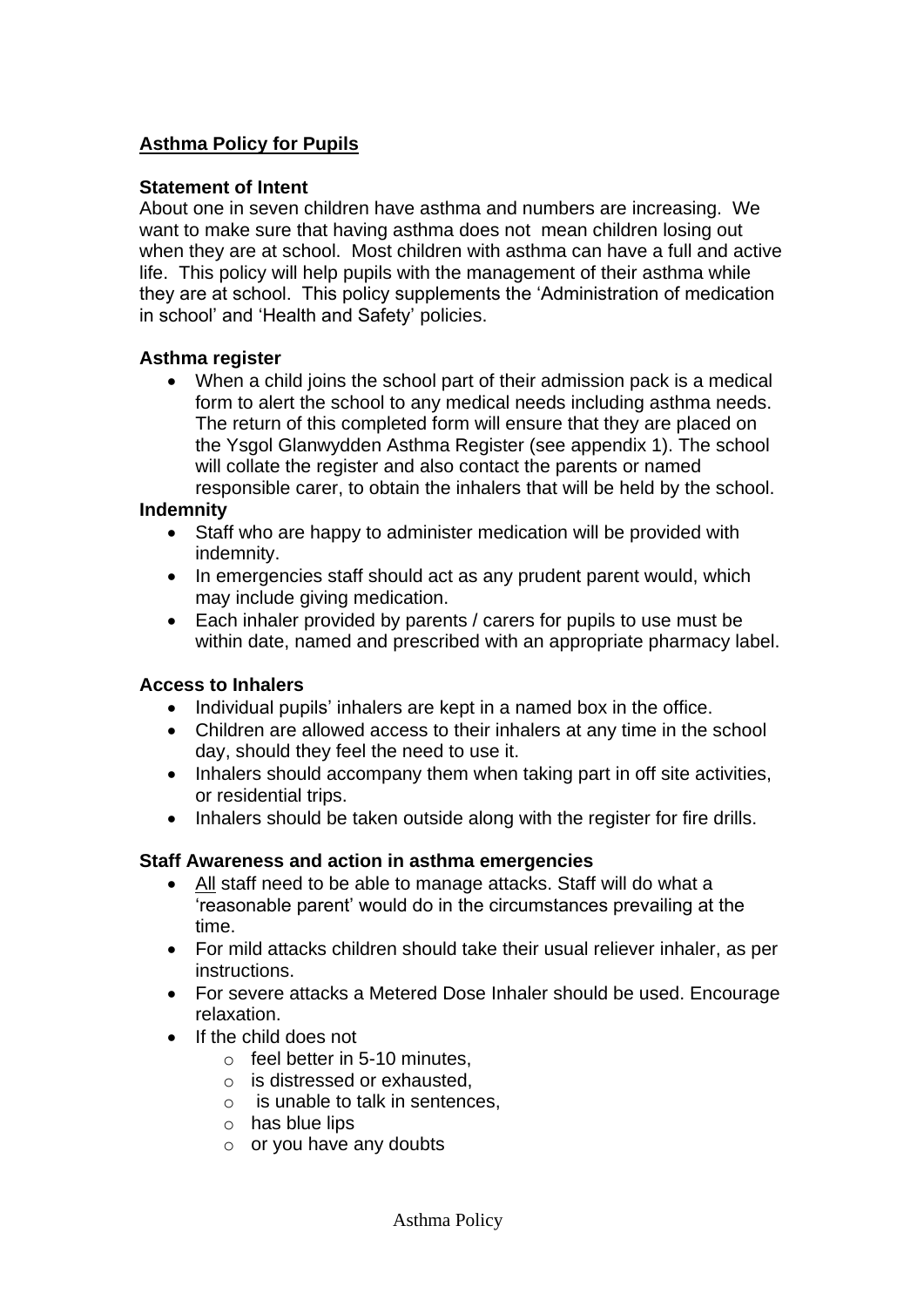# Asthma Policy for Pupils

**Statement of Intent**

About one in seven children have asthma and numbers are increasing. We want to make sure that having asthma does not mean children losing out when they are at school. Most children with asthma can have a full and active life. This policy will help pupils with the management of their asthma while they are at school. This policy supplements the 'Administration of medication in school' and 'Health and Safety' policies.

**Asthma register**

- When a child joins the school part of their admission pack is a medical form to alert the school to any medical needs including asthma needs. The return of this completed form will ensure that they are placed on the Ysgol Glanwydden Asthma Register (see appendix 1). The school will collate the register and also contact the parents or named responsible carer, to obtain the inhalers that will be held by the school.

**Indemnity**

- Staff who are happy to administer medication will be provided with indemnity.
- In emergencies staff should act as any prudent parent would, which may include giving medication.
- Each inhaler provided by parents / carers for pupils to use must be within date, named and prescribed with an appropriate pharmacy label.

**Access to Inhalers**

- Individual pupils' inhalers are kept in a named box in the office.
- Children are allowed access to their inhalers at any time in the school day, should they feel the need to use it.
- Inhalers should accompany them when taking part in off site activities, or residential trips.
- Inhalers should be taken outside along with the register for fire drills.

**Staff Awareness and action in asthma emergencies**

- <u>All</u> staff need to be able to manage attacks. Staff will do what a 'reasonable parent' would do in the circumstances prevailing at the time.
- For mild attacks children should take their usual reliever inhaler, as per instructions.
- For severe attacks a Metered Dose Inhaler should be used. Encourage relaxation.
- If the child does not
  - feel better in 5-10 minutes,
  - is distressed or exhausted,
  - is unable to talk in sentences,
  - has blue lips
  - or you have any doubts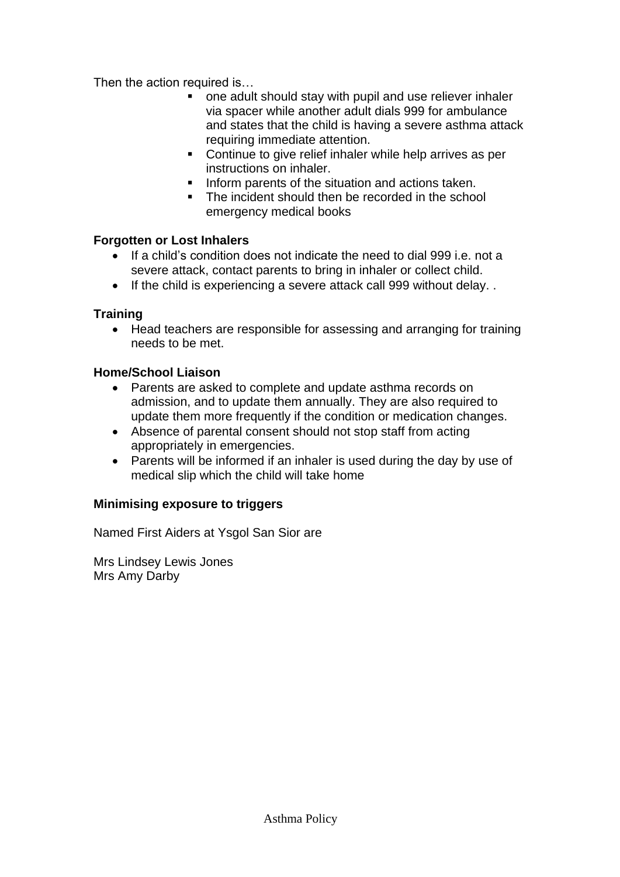Then the action required is…

- one adult should stay with pupil and use reliever inhaler via spacer while another adult dials 999 for ambulance and states that the child is having a severe asthma attack requiring immediate attention.
- Continue to give relief inhaler while help arrives as per instructions on inhaler.
- Inform parents of the situation and actions taken.
- The incident should then be recorded in the school emergency medical books

**Forgotten or Lost Inhalers**

- If a child's condition does not indicate the need to dial 999 i.e. not a severe attack, contact parents to bring in inhaler or collect child.
- If the child is experiencing a severe attack call 999 without delay. .

**Training**

- Head teachers are responsible for assessing and arranging for training needs to be met.

**Home/School Liaison**

- Parents are asked to complete and update asthma records on admission, and to update them annually. They are also required to update them more frequently if the condition or medication changes.
- Absence of parental consent should not stop staff from acting appropriately in emergencies.
- Parents will be informed if an inhaler is used during the day by use of medical slip which the child will take home

**Minimising exposure to triggers**

Named First Aiders at Ysgol San Sior are

Mrs Lindsey Lewis Jones
Mrs Amy Darby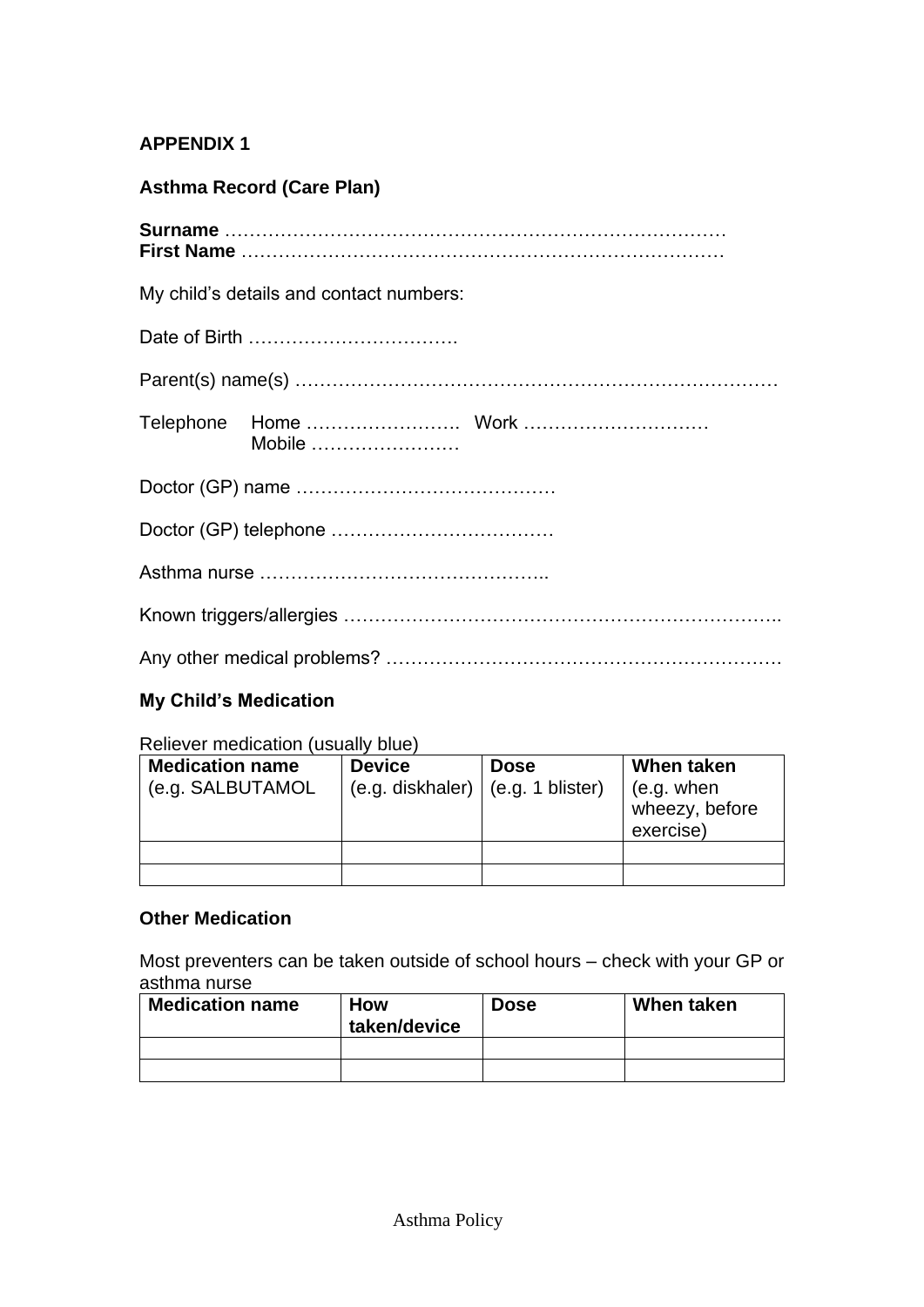**APPENDIX 1**

**Asthma Record (Care Plan)**

**Surname** ……………………………………………………………………
**First Name** …………………………………………………………………

My child's details and contact numbers:

Date of Birth …………………………….

Parent(s) name(s) …………………………………………………………………

Telephone Home ……………………. Work …………………………
Mobile ……………………

Doctor (GP) name ……………………………………

Doctor (GP) telephone ………………………………

Asthma nurse ………………………………………..

Known triggers/allergies ……………………………………………………………..

Any other medical problems? ……………………………………………………….

**My Child's Medication**

Reliever medication (usually blue)

| **Medication name** (e.g. SALBUTAMOL | **Device** (e.g. diskhaler) | **Dose** (e.g. 1 blister) | **When taken** (e.g. when wheezy, before exercise) |
|---|---|---|---|
| | | | |
| | | | |

**Other Medication**

Most preventers can be taken outside of school hours – check with your GP or asthma nurse

| **Medication name** | **How taken/device** | **Dose** | **When taken** |
|---|---|---|---|
| | | | |
| | | | |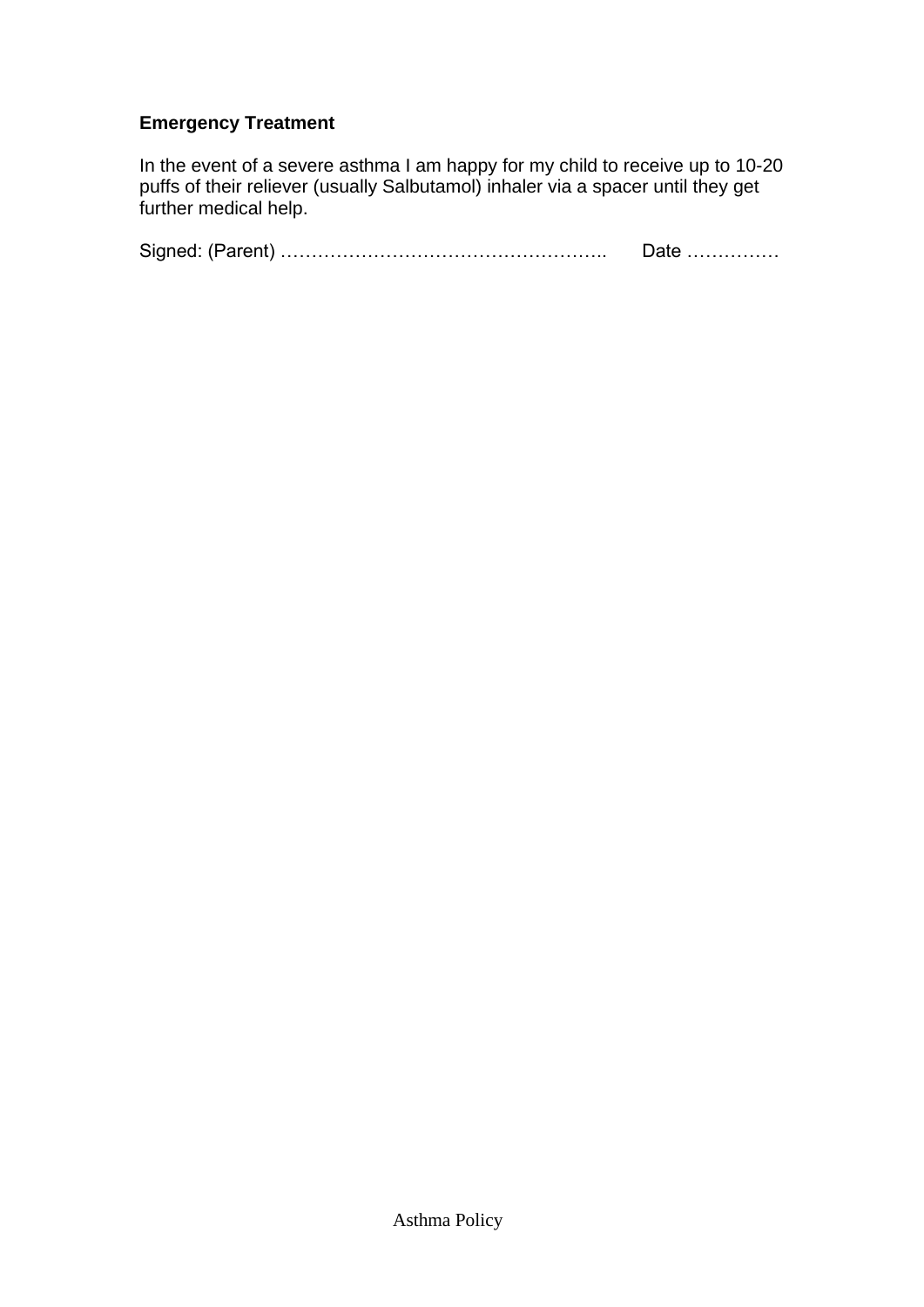**Emergency Treatment**

In the event of a severe asthma I am happy for my child to receive up to 10-20 puffs of their reliever (usually Salbutamol) inhaler via a spacer until they get further medical help.

Signed: (Parent) …………………………………………….. Date ……………